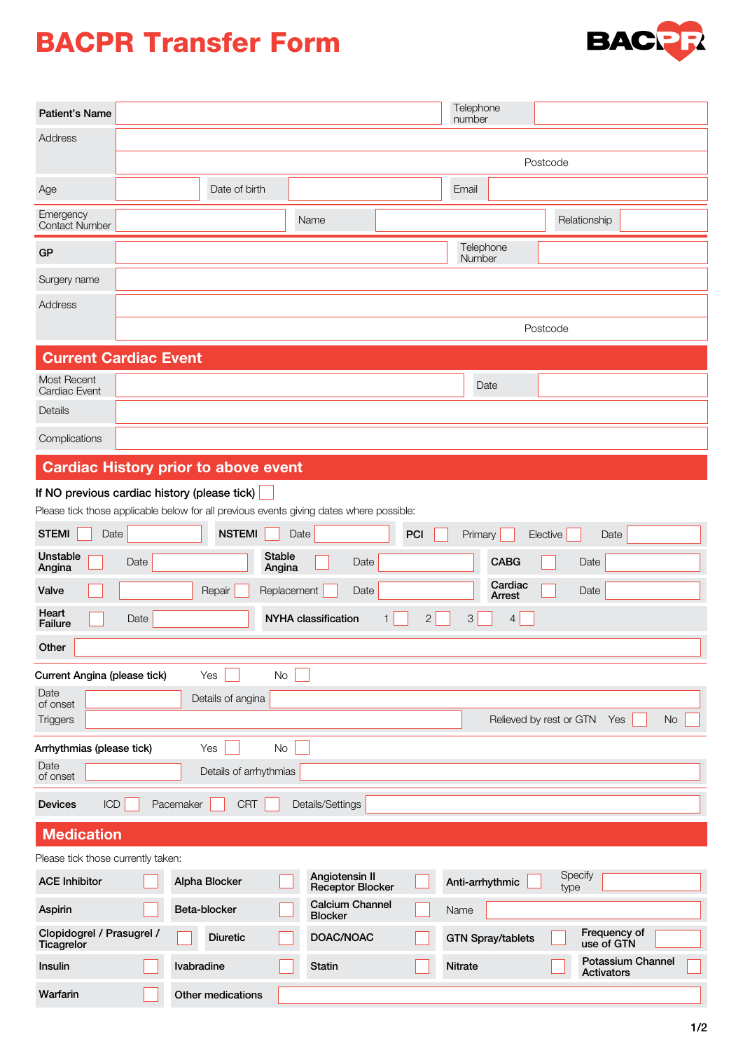# BACPR Transfer Form

BACPR

| | | | |
|---|---|---|---|
| **Patient's Name** | | Telephone number | |
| Address | | | |
| | Postcode | | |
| Age | | Date of birth | |
| Email | | | |

| | | | | | |
|---|---|---|---|---|---|
| Emergency Contact Number | | Name | | Relationship | |

| | | | |
|---|---|---|---|
| **GP** | | Telephone Number | |
| Surgery name | | | |
| Address | | | |
| | Postcode | | |

## Current Cardiac Event

| | | | |
|---|---|---|---|
| Most Recent Cardiac Event | | Date | |
| Details | | | |
| Complications | | | |

## Cardiac History prior to above event

If NO previous cardiac history (please tick) ☐

Please tick those applicable below for all previous events giving dates where possible:

| | | | | | |
|---|---|---|---|---|---|
| **STEMI** ☐ Date | | **NSTEMI** ☐ Date | | **PCI** ☐ Primary ☐ Elective ☐ Date | |
| **Unstable Angina** ☐ Date | | **Stable Angina** ☐ Date | | **CABG** ☐ Date | |
| **Valve** ☐ | Repair ☐ Replacement ☐ | Date | | **Cardiac Arrest** ☐ Date | |
| **Heart Failure** ☐ Date | | **NYHA classification** 1 ☐ 2 ☐ 3 ☐ 4 ☐ | | | |
| **Other** | | | | | |

Current Angina (please tick) Yes ☐ No ☐

| | | | |
|---|---|---|---|
| Date of onset | | Details of angina | |
| Triggers | | Relieved by rest or GTN Yes ☐ No ☐ | |

Arrhythmias (please tick) Yes ☐ No ☐

| | | | |
|---|---|---|---|
| Date of onset | | Details of arrhythmias | |

| | | | | |
|---|---|---|---|---|
| **Devices** | ICD ☐ | Pacemaker ☐ | CRT ☐ | Details/Settings |

## Medication

Please tick those currently taken:

| | | | |
|---|---|---|---|
| **ACE Inhibitor** ☐ | **Alpha Blocker** ☐ | **Angiotensin II Receptor Blocker** ☐ | **Anti-arrhythmic** ☐ Specify type |
| **Aspirin** ☐ | **Beta-blocker** ☐ | **Calcium Channel Blocker** ☐ | Name |
| **Clopidogrel / Prasugrel / Ticagrelor** ☐ | **Diuretic** ☐ | **DOAC/NOAC** ☐ | **GTN Spray/tablets** ☐ Frequency of use of GTN |
| **Insulin** ☐ | **Ivabradine** ☐ | **Statin** ☐ | **Nitrate** ☐ **Potassium Channel Activators** ☐ |
| **Warfarin** ☐ | **Other medications** | | |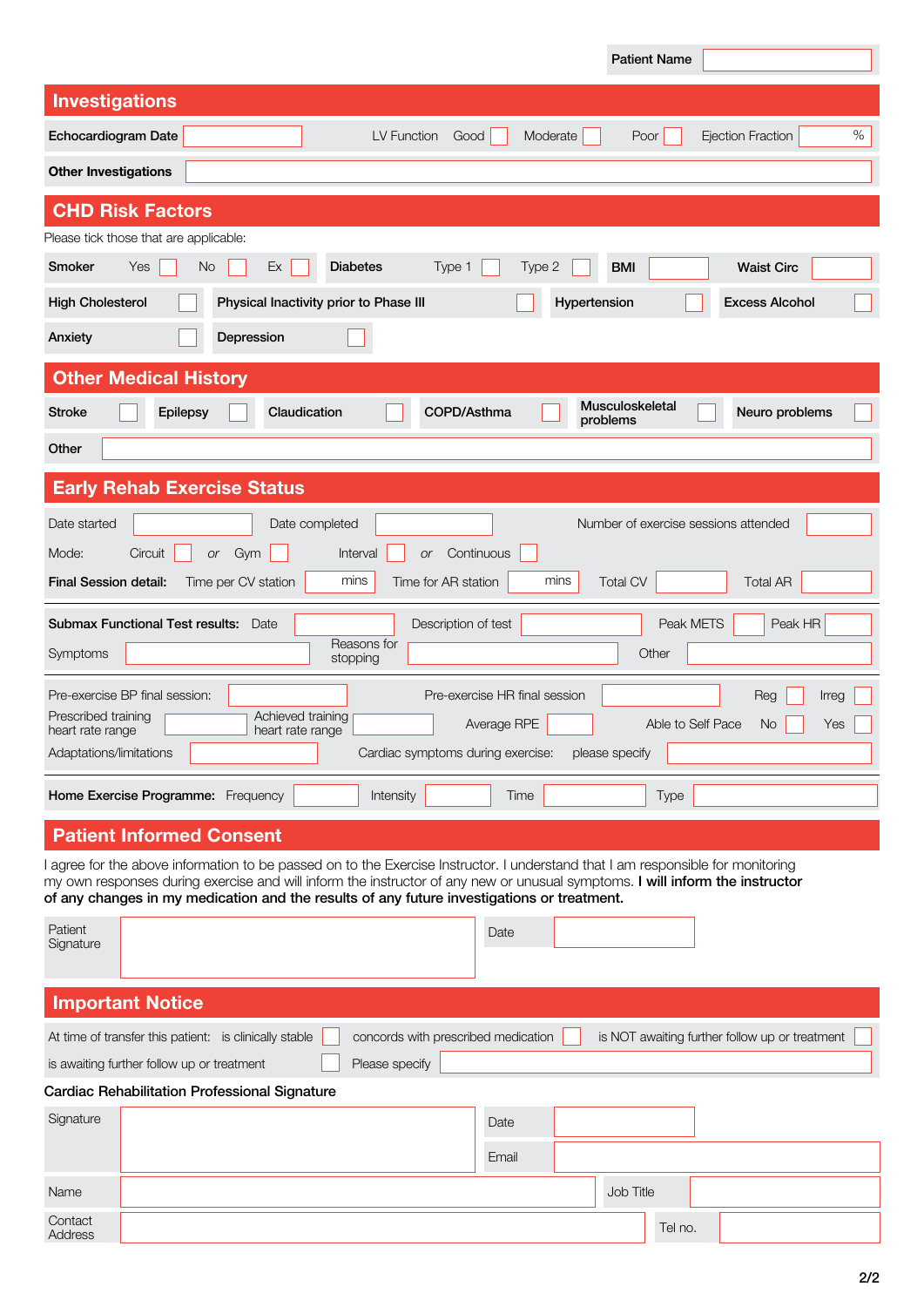Patient Name

## Investigations

Echocardiogram Date | LV Function Good ☐ Moderate ☐ Poor ☐ | Ejection Fraction %

Other Investigations

## CHD Risk Factors

Please tick those that are applicable:

| | | | |
|---|---|---|---|
| Smoker Yes ☐ No ☐ Ex ☐ | Diabetes Type 1 ☐ Type 2 ☐ | BMI | Waist Circ |
| High Cholesterol ☐ | Physical Inactivity prior to Phase III ☐ | Hypertension ☐ | Excess Alcohol ☐ |
| Anxiety ☐ | Depression ☐ | | |

## Other Medical History

| | | | | | |
|---|---|---|---|---|---|
| Stroke ☐ | Epilepsy ☐ | Claudication ☐ | COPD/Asthma ☐ | Musculoskeletal problems ☐ | Neuro problems ☐ |

Other

## Early Rehab Exercise Status

Date started | Date completed | Number of exercise sessions attended

Mode: Circuit ☐ *or* Gym ☐ Interval ☐ *or* Continuous ☐

**Final Session detail:** Time per CV station mins | Time for AR station mins | Total CV | Total AR

**Submax Functional Test results:** Date | Description of test | Peak METS | Peak HR

Symptoms | Reasons for stopping | Other

Pre-exercise BP final session: | Pre-exercise HR final session | Reg ☐ Irreg ☐

Prescribed training heart rate range | Achieved training heart rate range | Average RPE | Able to Self Pace No ☐ Yes ☐

Adaptations/limitations | Cardiac symptoms during exercise: please specify

**Home Exercise Programme:** Frequency | Intensity | Time | Type

## Patient Informed Consent

I agree for the above information to be passed on to the Exercise Instructor. I understand that I am responsible for monitoring my own responses during exercise and will inform the instructor of any new or unusual symptoms. **I will inform the instructor of any changes in my medication and the results of any future investigations or treatment.**

Patient Signature | Date

## Important Notice

At time of transfer this patient: is clinically stable ☐ concords with prescribed medication ☐ is NOT awaiting further follow up or treatment ☐

is awaiting further follow up or treatment ☐ Please specify

**Cardiac Rehabilitation Professional Signature**

Signature | Date

Email

Name | Job Title

Contact Address | Tel no.